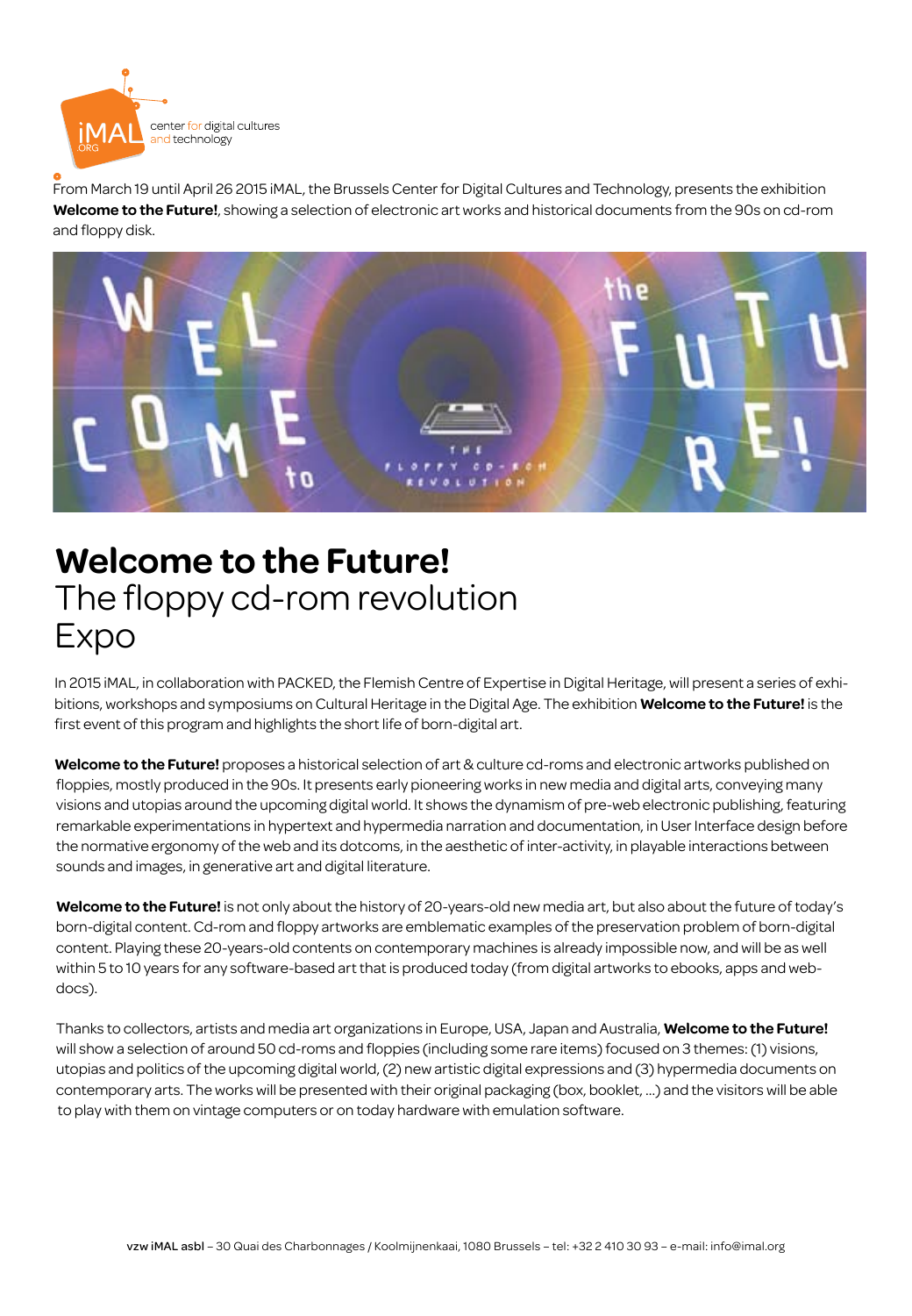iMAL .ORG center for digital cultures and technology

From March 19 until April 26 2015 iMAL, the Brussels Center for Digital Cultures and Technology, presents the exhibition **Welcome to the Future!**, showing a selection of electronic art works and historical documents from the 90s on cd-rom and floppy disk.

# Welcome to the Future!
The floppy cd-rom revolution
Expo

In 2015 iMAL, in collaboration with PACKED, the Flemish Centre of Expertise in Digital Heritage, will present a series of exhibitions, workshops and symposiums on Cultural Heritage in the Digital Age. The exhibition **Welcome to the Future!** is the first event of this program and highlights the short life of born-digital art.

**Welcome to the Future!** proposes a historical selection of art & culture cd-roms and electronic artworks published on floppies, mostly produced in the 90s. It presents early pioneering works in new media and digital arts, conveying many visions and utopias around the upcoming digital world. It shows the dynamism of pre-web electronic publishing, featuring remarkable experimentations in hypertext and hypermedia narration and documentation, in User Interface design before the normative ergonomy of the web and its dotcoms, in the aesthetic of inter-activity, in playable interactions between sounds and images, in generative art and digital literature.

**Welcome to the Future!** is not only about the history of 20-years-old new media art, but also about the future of today's born-digital content. Cd-rom and floppy artworks are emblematic examples of the preservation problem of born-digital content. Playing these 20-years-old contents on contemporary machines is already impossible now, and will be as well within 5 to 10 years for any software-based art that is produced today (from digital artworks to ebooks, apps and web-docs).

Thanks to collectors, artists and media art organizations in Europe, USA, Japan and Australia, **Welcome to the Future!** will show a selection of around 50 cd-roms and floppies (including some rare items) focused on 3 themes: (1) visions, utopias and politics of the upcoming digital world, (2) new artistic digital expressions and (3) hypermedia documents on contemporary arts. The works will be presented with their original packaging (box, booklet, ...) and the visitors will be able to play with them on vintage computers or on today hardware with emulation software.

vzw iMAL asbl – 30 Quai des Charbonnages / Koolmijnenkaai, 1080 Brussels – tel: +32 2 410 30 93 – e-mail: info@imal.org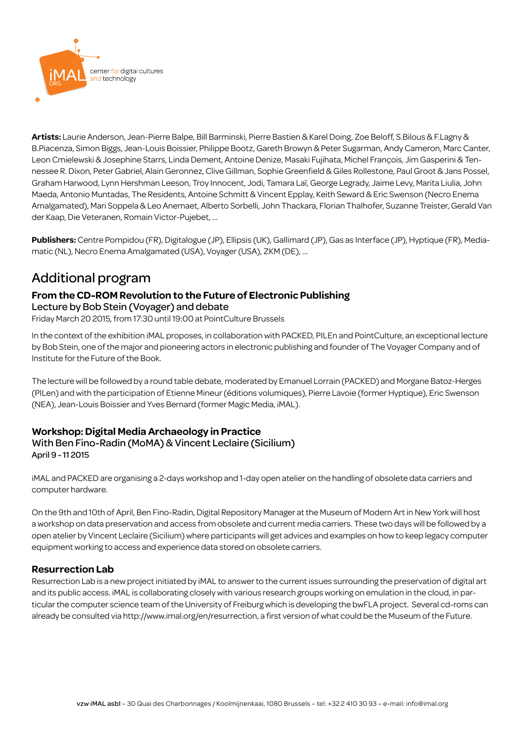**Artists:** Laurie Anderson, Jean-Pierre Balpe, Bill Barminski, Pierre Bastien & Karel Doing, Zoe Beloff, S.Bilous & F.Lagny & B.Piacenza, Simon Biggs, Jean-Louis Boissier, Philippe Bootz, Gareth Browyn & Peter Sugarman, Andy Cameron, Marc Canter, Leon Cmielewski & Josephine Starrs, Linda Dement, Antoine Denize, Masaki Fujihata, Michel François, Jim Gasperini & Tennessee R. Dixon, Peter Gabriel, Alain Geronnez, Clive Gillman, Sophie Greenfield & Giles Rollestone, Paul Groot & Jans Possel, Graham Harwood, Lynn Hershman Leeson, Troy Innocent, Jodi, Tamara Laï, George Legrady, Jaime Levy, Marita Liulia, John Maeda, Antonio Muntadas, The Residents, Antoine Schmitt & Vincent Epplay, Keith Seward & Eric Swenson (Necro Enema Amalgamated), Mari Soppela & Leo Anemaet, Alberto Sorbelli, John Thackara, Florian Thalhofer, Suzanne Treister, Gerald Van der Kaap, Die Veteranen, Romain Victor-Pujebet, ...

**Publishers:** Centre Pompidou (FR), Digitalogue (JP), Ellipsis (UK), Gallimard (JP), Gas as Interface (JP), Hyptique (FR), Mediamatic (NL), Necro Enema Amalgamated (USA), Voyager (USA), ZKM (DE), ...

## Additional program

### From the CD-ROM Revolution to the Future of Electronic Publishing

Lecture by Bob Stein (Voyager) and debate

Friday March 20 2015, from 17:30 until 19:00 at PointCulture Brussels

In the context of the exhibition iMAL proposes, in collaboration with PACKED, PILEn and PointCulture, an exceptional lecture by Bob Stein, one of the major and pioneering actors in electronic publishing and founder of The Voyager Company and of Institute for the Future of the Book.

The lecture will be followed by a round table debate, moderated by Emanuel Lorrain (PACKED) and Morgane Batoz-Herges (PILen) and with the participation of Etienne Mineur (éditions volumiques), Pierre Lavoie (former Hyptique), Eric Swenson (NEA), Jean-Louis Boissier and Yves Bernard (former Magic Media, iMAL).

### Workshop: Digital Media Archaeology in Practice

With Ben Fino-Radin (MoMA) & Vincent Leclaire (Sicilium)

April 9 - 11 2015

iMAL and PACKED are organising a 2-days workshop and 1-day open atelier on the handling of obsolete data carriers and computer hardware.

On the 9th and 10th of April, Ben Fino-Radin, Digital Repository Manager at the Museum of Modern Art in New York will host a workshop on data preservation and access from obsolete and current media carriers. These two days will be followed by a open atelier by Vincent Leclaire (Sicilium) where participants will get advices and examples on how to keep legacy computer equipment working to access and experience data stored on obsolete carriers.

### Resurrection Lab

Resurrection Lab is a new project initiated by iMAL to answer to the current issues surrounding the preservation of digital art and its public access. iMAL is collaborating closely with various research groups working on emulation in the cloud, in particular the computer science team of the University of Freiburg which is developing the bwFLA project. Several cd-roms can already be consulted via http://www.imal.org/en/resurrection, a first version of what could be the Museum of the Future.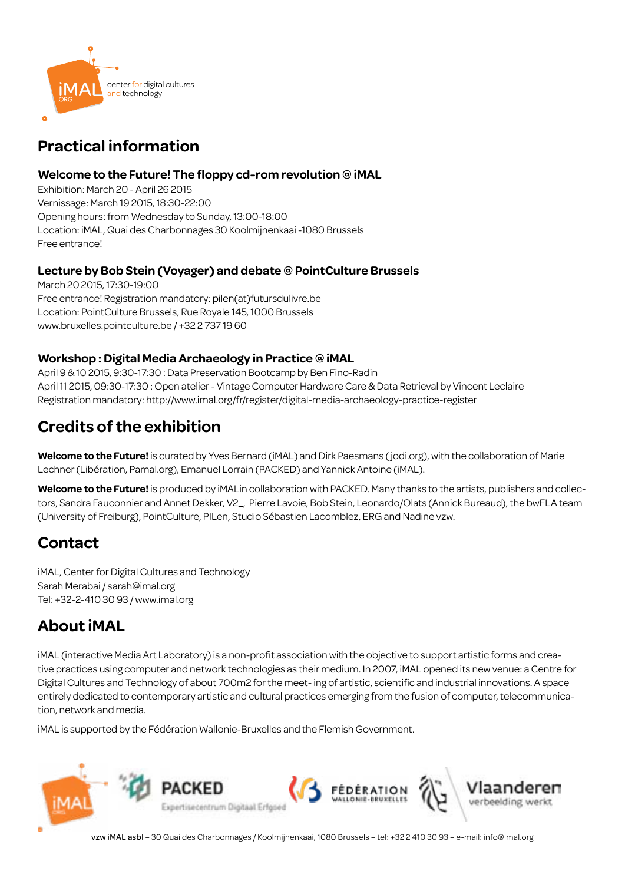## Practical information

### Welcome to the Future! The floppy cd-rom revolution @ iMAL

Exhibition: March 20 - April 26 2015
Vernissage: March 19 2015, 18:30-22:00
Opening hours: from Wednesday to Sunday, 13:00-18:00
Location: iMAL, Quai des Charbonnages 30 Koolmijnenkaai -1080 Brussels
Free entrance!

### Lecture by Bob Stein (Voyager) and debate @ PointCulture Brussels

March 20 2015, 17:30-19:00
Free entrance! Registration mandatory: pilen(at)futursdulivre.be
Location: PointCulture Brussels, Rue Royale 145, 1000 Brussels
www.bruxelles.pointculture.be / +32 2 737 19 60

### Workshop : Digital Media Archaeology in Practice @ iMAL

April 9 & 10 2015, 9:30-17:30 : Data Preservation Bootcamp by Ben Fino-Radin
April 11 2015, 09:30-17:30 : Open atelier - Vintage Computer Hardware Care & Data Retrieval by Vincent Leclaire
Registration mandatory: http://www.imal.org/fr/register/digital-media-archaeology-practice-register

## Credits of the exhibition

**Welcome to the Future!** is curated by Yves Bernard (iMAL) and Dirk Paesmans ( jodi.org), with the collaboration of Marie Lechner (Libération, Pamal.org), Emanuel Lorrain (PACKED) and Yannick Antoine (iMAL).

**Welcome to the Future!** is produced by iMALin collaboration with PACKED. Many thanks to the artists, publishers and collectors, Sandra Fauconnier and Annet Dekker, V2_, Pierre Lavoie, Bob Stein, Leonardo/Olats (Annick Bureaud), the bwFLA team (University of Freiburg), PointCulture, PILen, Studio Sébastien Lacomblez, ERG and Nadine vzw.

## Contact

iMAL, Center for Digital Cultures and Technology
Sarah Merabai / sarah@imal.org
Tel: +32-2-410 30 93 / www.imal.org

## About iMAL

iMAL (interactive Media Art Laboratory) is a non-profit association with the objective to support artistic forms and creative practices using computer and network technologies as their medium. In 2007, iMAL opened its new venue: a Centre for Digital Cultures and Technology of about 700m2 for the meet- ing of artistic, scientific and industrial innovations. A space entirely dedicated to contemporary artistic and cultural practices emerging from the fusion of computer, telecommunication, network and media.

iMAL is supported by the Fédération Wallonie-Bruxelles and the Flemish Government.

**vzw iMAL asbl** – 30 Quai des Charbonnages / Koolmijnenkaai, 1080 Brussels – tel: +32 2 410 30 93 – e-mail: info@imal.org